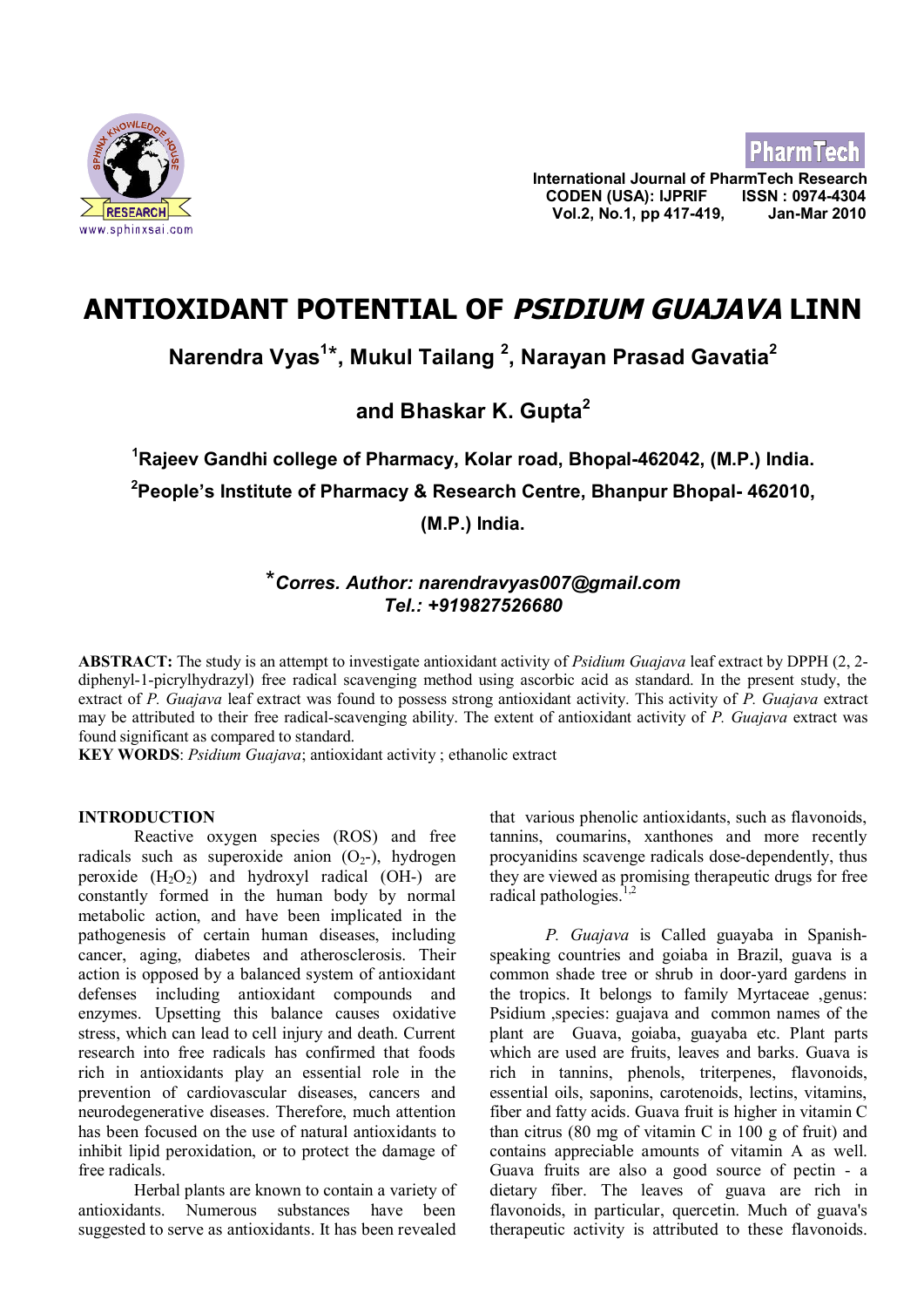# ANTIOXIDANT POTENTIAL OF *PSIDIUM GUAJAVA* LINN

**Narendra Vyas[1]*, Mukul Tailang [2], Narayan Prasad Gavatia[2] and Bhaskar K. Gupta[2]**

**[1]Rajeev Gandhi college of Pharmacy, Kolar road, Bhopal-462042, (M.P.) India.**

**[2]People's Institute of Pharmacy & Research Centre, Bhanpur Bhopal- 462010, (M.P.) India.**

***Corres. Author: narendravyas007@gmail.com***
***Tel.: +919827526680***

**ABSTRACT:** The study is an attempt to investigate antioxidant activity of *Psidium Guajava* leaf extract by DPPH (2, 2-diphenyl-1-picrylhydrazyl) free radical scavenging method using ascorbic acid as standard. In the present study, the extract of *P. Guajava* leaf extract was found to possess strong antioxidant activity. This activity of *P. Guajava* extract may be attributed to their free radical-scavenging ability. The extent of antioxidant activity of *P. Guajava* extract was found significant as compared to standard.

**KEY WORDS**: *Psidium Guajava*; antioxidant activity ; ethanolic extract

## INTRODUCTION

Reactive oxygen species (ROS) and free radicals such as superoxide anion ($O_2$-), hydrogen peroxide ($H_2O_2$) and hydroxyl radical (OH-) are constantly formed in the human body by normal metabolic action, and have been implicated in the pathogenesis of certain human diseases, including cancer, aging, diabetes and atherosclerosis. Their action is opposed by a balanced system of antioxidant defenses including antioxidant compounds and enzymes. Upsetting this balance causes oxidative stress, which can lead to cell injury and death. Current research into free radicals has confirmed that foods rich in antioxidants play an essential role in the prevention of cardiovascular diseases, cancers and neurodegenerative diseases. Therefore, much attention has been focused on the use of natural antioxidants to inhibit lipid peroxidation, or to protect the damage of free radicals.

Herbal plants are known to contain a variety of antioxidants. Numerous substances have been suggested to serve as antioxidants. It has been revealed that various phenolic antioxidants, such as flavonoids, tannins, coumarins, xanthones and more recently procyanidins scavenge radicals dose-dependently, thus they are viewed as promising therapeutic drugs for free radical pathologies.[1,2]

*P. Guajava* is Called guayaba in Spanish-speaking countries and goiaba in Brazil, guava is a common shade tree or shrub in door-yard gardens in the tropics. It belongs to family Myrtaceae ,genus: Psidium ,species: guajava and common names of the plant are Guava, goiaba, guayaba etc. Plant parts which are used are fruits, leaves and barks. Guava is rich in tannins, phenols, triterpenes, flavonoids, essential oils, saponins, carotenoids, lectins, vitamins, fiber and fatty acids. Guava fruit is higher in vitamin C than citrus (80 mg of vitamin C in 100 g of fruit) and contains appreciable amounts of vitamin A as well. Guava fruits are also a good source of pectin - a dietary fiber. The leaves of guava are rich in flavonoids, in particular, quercetin. Much of guava's therapeutic activity is attributed to these flavonoids.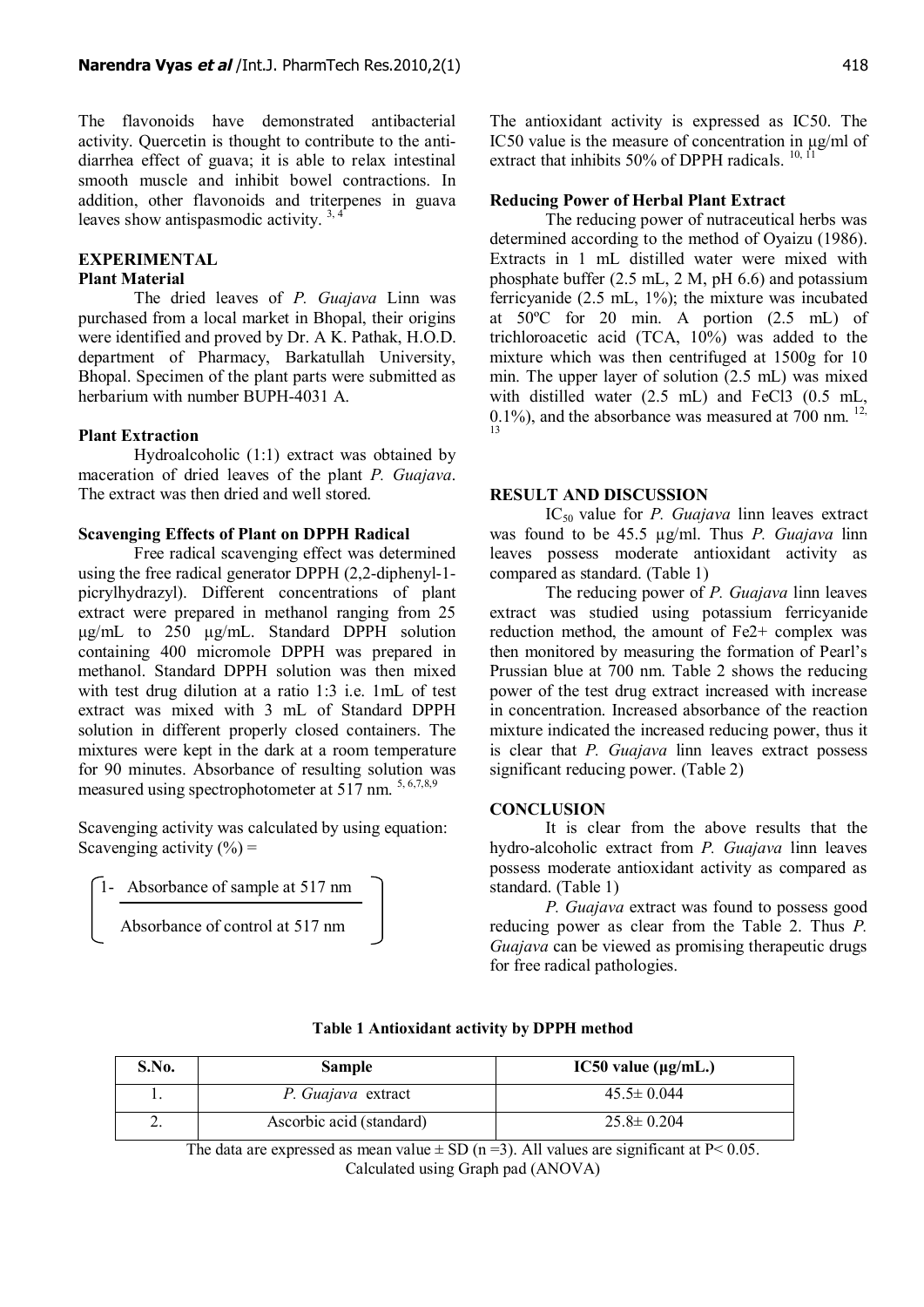The flavonoids have demonstrated antibacterial activity. Quercetin is thought to contribute to the anti-diarrhea effect of guava; it is able to relax intestinal smooth muscle and inhibit bowel contractions. In addition, other flavonoids and triterpenes in guava leaves show antispasmodic activity. [3, 4]

## EXPERIMENTAL

### Plant Material

The dried leaves of *P. Guajava* Linn was purchased from a local market in Bhopal, their origins were identified and proved by Dr. A K. Pathak, H.O.D. department of Pharmacy, Barkatullah University, Bhopal. Specimen of the plant parts were submitted as herbarium with number BUPH-4031 A.

### Plant Extraction

Hydroalcoholic (1:1) extract was obtained by maceration of dried leaves of the plant *P. Guajava*. The extract was then dried and well stored.

### Scavenging Effects of Plant on DPPH Radical

Free radical scavenging effect was determined using the free radical generator DPPH (2,2-diphenyl-1-picrylhydrazyl). Different concentrations of plant extract were prepared in methanol ranging from 25 µg/mL to 250 µg/mL. Standard DPPH solution containing 400 micromole DPPH was prepared in methanol. Standard DPPH solution was then mixed with test drug dilution at a ratio 1:3 i.e. 1mL of test extract was mixed with 3 mL of Standard DPPH solution in different properly closed containers. The mixtures were kept in the dark at a room temperature for 90 minutes. Absorbance of resulting solution was measured using spectrophotometer at 517 nm. [5, 6,7,8,9]

Scavenging activity was calculated by using equation:
Scavenging activity (%) =

$$\left(1 - \frac{\text{Absorbance of sample at 517 nm}}{\text{Absorbance of control at 517 nm}}\right)$$

The antioxidant activity is expressed as IC50. The IC50 value is the measure of concentration in µg/ml of extract that inhibits 50% of DPPH radicals. [10, 11]

### Reducing Power of Herbal Plant Extract

The reducing power of nutraceutical herbs was determined according to the method of Oyaizu (1986). Extracts in 1 mL distilled water were mixed with phosphate buffer (2.5 mL, 2 M, pH 6.6) and potassium ferricyanide (2.5 mL, 1%); the mixture was incubated at 50ºC for 20 min. A portion (2.5 mL) of trichloroacetic acid (TCA, 10%) was added to the mixture which was then centrifuged at 1500g for 10 min. The upper layer of solution (2.5 mL) was mixed with distilled water (2.5 mL) and $FeCl_3$ (0.5 mL, 0.1%), and the absorbance was measured at 700 nm. [12, 13]

## RESULT AND DISCUSSION

$IC_{50}$ value for *P. Guajava* linn leaves extract was found to be 45.5 µg/ml. Thus *P. Guajava* linn leaves possess moderate antioxidant activity as compared as standard. (Table 1)

The reducing power of *P. Guajava* linn leaves extract was studied using potassium ferricyanide reduction method, the amount of $Fe^{2+}$ complex was then monitored by measuring the formation of Pearl's Prussian blue at 700 nm. Table 2 shows the reducing power of the test drug extract increased with increase in concentration. Increased absorbance of the reaction mixture indicated the increased reducing power, thus it is clear that *P. Guajava* linn leaves extract possess significant reducing power. (Table 2)

## CONCLUSION

It is clear from the above results that the hydro-alcoholic extract from *P. Guajava* linn leaves possess moderate antioxidant activity as compared as standard. (Table 1)

*P. Guajava* extract was found to possess good reducing power as clear from the Table 2. Thus *P. Guajava* can be viewed as promising therapeutic drugs for free radical pathologies.

**Table 1 Antioxidant activity by DPPH method**

| S.No. | Sample | IC50 value (µg/mL.) |
|---|---|---|
| 1. | *P. Guajava* extract | 45.5± 0.044 |
| 2. | Ascorbic acid (standard) | 25.8± 0.204 |

The data are expressed as mean value ± SD (n =3). All values are significant at $P < 0.05$.
Calculated using Graph pad (ANOVA)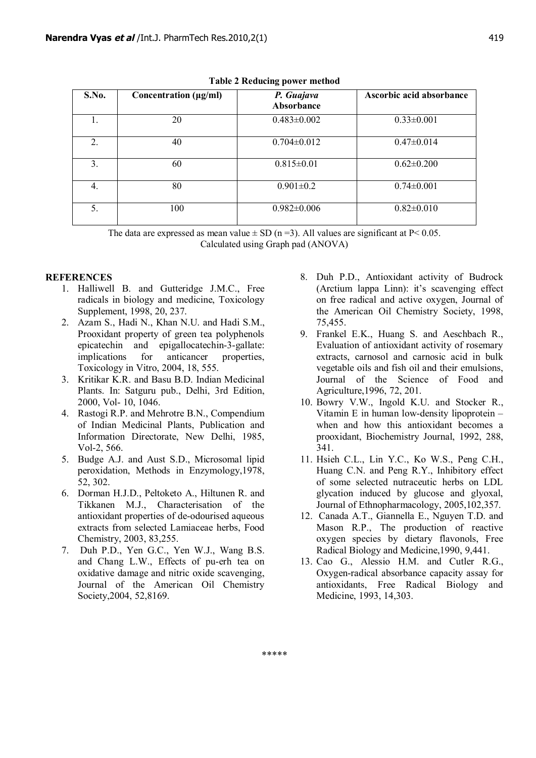**Table 2 Reducing power method**

| S.No. | Concentration (μg/ml) | *P. Guajava* Absorbance | Ascorbic acid absorbance |
|---|---|---|---|
| 1. | 20 | 0.483±0.002 | 0.33±0.001 |
| 2. | 40 | 0.704±0.012 | 0.47±0.014 |
| 3. | 60 | 0.815±0.01 | 0.62±0.200 |
| 4. | 80 | 0.901±0.2 | 0.74±0.001 |
| 5. | 100 | 0.982±0.006 | 0.82±0.010 |

The data are expressed as mean value ± SD (n =3). All values are significant at $P < 0.05$. Calculated using Graph pad (ANOVA)

## REFERENCES

1. Halliwell B. and Gutteridge J.M.C., Free radicals in biology and medicine, Toxicology Supplement, 1998, 20, 237.
2. Azam S., Hadi N., Khan N.U. and Hadi S.M., Prooxidant property of green tea polyphenols epicatechin and epigallocatechin-3-gallate: implications for anticancer properties, Toxicology in Vitro, 2004, 18, 555.
3. Kritikar K.R. and Basu B.D. Indian Medicinal Plants. In: Satguru pub., Delhi, 3rd Edition, 2000, Vol- 10, 1046.
4. Rastogi R.P. and Mehrotre B.N., Compendium of Indian Medicinal Plants, Publication and Information Directorate, New Delhi, 1985, Vol-2, 566.
5. Budge A.J. and Aust S.D., Microsomal lipid peroxidation, Methods in Enzymology,1978, 52, 302.
6. Dorman H.J.D., Peltoketo A., Hiltunen R. and Tikkanen M.J., Characterisation of the antioxidant properties of de-odourised aqueous extracts from selected Lamiaceae herbs, Food Chemistry, 2003, 83,255.
7. Duh P.D., Yen G.C., Yen W.J., Wang B.S. and Chang L.W., Effects of pu-erh tea on oxidative damage and nitric oxide scavenging, Journal of the American Oil Chemistry Society,2004, 52,8169.
8. Duh P.D., Antioxidant activity of Budrock (Arctium lappa Linn): it's scavenging effect on free radical and active oxygen, Journal of the American Oil Chemistry Society, 1998, 75,455.
9. Frankel E.K., Huang S. and Aeschbach R., Evaluation of antioxidant activity of rosemary extracts, carnosol and carnosic acid in bulk vegetable oils and fish oil and their emulsions, Journal of the Science of Food and Agriculture,1996, 72, 201.
10. Bowry V.W., Ingold K.U. and Stocker R., Vitamin E in human low-density lipoprotein – when and how this antioxidant becomes a prooxidant, Biochemistry Journal, 1992, 288, 341.
11. Hsieh C.L., Lin Y.C., Ko W.S., Peng C.H., Huang C.N. and Peng R.Y., Inhibitory effect of some selected nutraceutic herbs on LDL glycation induced by glucose and glyoxal, Journal of Ethnopharmacology, 2005,102,357.
12. Canada A.T., Giannella E., Nguyen T.D. and Mason R.P., The production of reactive oxygen species by dietary flavonols, Free Radical Biology and Medicine,1990, 9,441.
13. Cao G., Alessio H.M. and Cutler R.G., Oxygen-radical absorbance capacity assay for antioxidants, Free Radical Biology and Medicine, 1993, 14,303.

\*\*\*\*\*